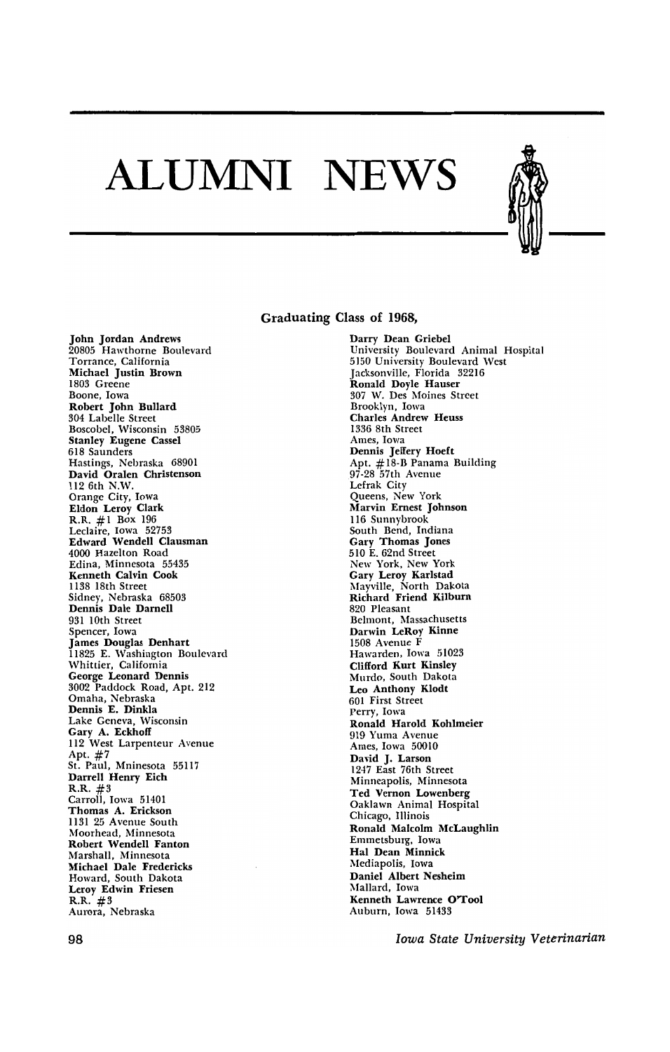# ALUMNI NEWS

## Graduating Class of 1968,

**John Jordan Andrews**
20805 Hawthorne Boulevard
Torrance, California

**Michael Justin Brown**
1803 Greene
Boone, Iowa

**Robert John Bullard**
304 Labelle Street
Boscobel, Wisconsin 53805

**Stanley Eugene Cassel**
618 Saunders
Hastings, Nebraska 68901

**David Oralen Christenson**
112 6th N.W.
Orange City, Iowa

**Eldon Leroy Clark**
R.R. #1 Box 196
Leclaire, Iowa 52753

**Edward Wendell Clausman**
4000 Hazelton Road
Edina, Minnesota 55435

**Kenneth Calvin Cook**
1138 18th Street
Sidney, Nebraska 68503

**Dennis Dale Darnell**
931 10th Street
Spencer, Iowa

**James Douglas Denhart**
11825 E. Washington Boulevard
Whittier, California

**George Leonard Dennis**
3002 Paddock Road, Apt. 212
Omaha, Nebraska

**Dennis E. Dinkla**
Lake Geneva, Wisconsin

**Gary A. Eckhoff**
112 West Larpenteur Avenue
Apt. #7
St. Paul, Mninesota 55117

**Darrell Henry Eich**
R.R. #3
Carroll, Iowa 51401

**Thomas A. Erickson**
1131 25 Avenue South
Moorhead, Minnesota

**Robert Wendell Fanton**
Marshall, Minnesota

**Michael Dale Fredericks**
Howard, South Dakota

**Leroy Edwin Friesen**
R.R. #3
Aurora, Nebraska

**Darry Dean Griebel**
University Boulevard Animal Hospital
5150 University Boulevard West
Jacksonville, Florida 32216

**Ronald Doyle Hauser**
307 W. Des Moines Street
Brooklyn, Iowa

**Charles Andrew Heuss**
1336 8th Street
Ames, Iowa

**Dennis Jeffery Hoeft**
Apt. #18-B Panama Building
97-28 57th Avenue
Lefrak City
Queens, New York

**Marvin Ernest Johnson**
116 Sunnybrook
South Bend, Indiana

**Gary Thomas Jones**
510 E. 62nd Street
New York, New York

**Gary Leroy Karlstad**
Mayville, North Dakota

**Richard Friend Kilburn**
820 Pleasant
Belmont, Massachusetts

**Darwin LeRoy Kinne**
1508 Avenue F
Hawarden, Iowa 51023

**Clifford Kurt Kinsley**
Murdo, South Dakota

**Leo Anthony Klodt**
601 First Street
Perry, Iowa

**Ronald Harold Kohlmeier**
919 Yuma Avenue
Ames, Iowa 50010

**David J. Larson**
1247 East 76th Street
Minneapolis, Minnesota

**Ted Vernon Lowenberg**
Oaklawn Animal Hospital
Chicago, Illinois

**Ronald Malcolm McLaughlin**
Emmetsburg, Iowa

**Hal Dean Minnick**
Mediapolis, Iowa

**Daniel Albert Nesheim**
Mallard, Iowa

**Kenneth Lawrence O'Tool**
Auburn, Iowa 51433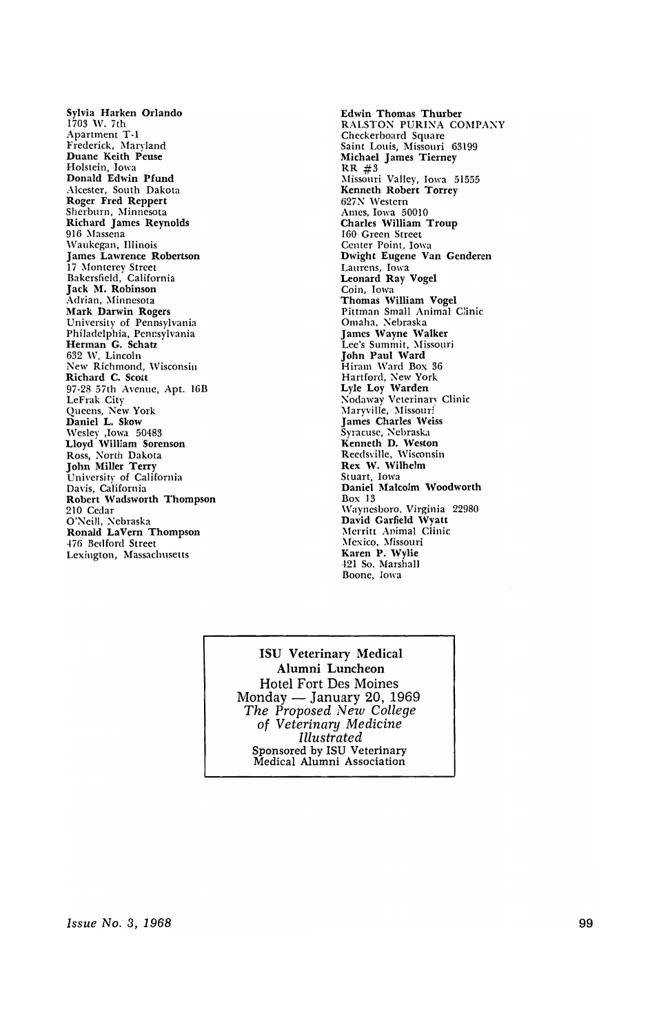**Sylvia Harken Orlando**
1703 W. 7th
Apartment T-1
Frederick, Maryland
**Duane Keith Peuse**
Holstein, Iowa
**Donald Edwin Pfund**
Alcester, South Dakota
**Roger Fred Reppert**
Sherburn, Minnesota
**Richard James Reynolds**
916 Massena
Waukegan, Illinois
**James Lawrence Robertson**
17 Monterey Street
Bakersfield, California
**Jack M. Robinson**
Adrian, Minnesota
**Mark Darwin Rogers**
University of Pennsylvania
Philadelphia, Pennsylvania
**Herman G. Schatz**
632 W. Lincoln
New Richmond, Wisconsin
**Richard C. Scott**
97-28 57th Avenue, Apt. 16B
LeFrak City
Queens, New York
**Daniel L. Skow**
Wesley ,Iowa 50483
**Lloyd William Sorenson**
Ross, North Dakota
**John Miller Terry**
University of California
Davis, California
**Robert Wadsworth Thompson**
210 Cedar
O'Neill, Nebraska
**Ronald LaVern Thompson**
476 Bedford Street
Lexington, Massachusetts

**Edwin Thomas Thurber**
RALSTON PURINA COMPANY
Checkerboard Square
Saint Louis, Missouri 63199
**Michael James Tierney**
RR #3
Missouri Valley, Iowa 51555
**Kenneth Robert Torrey**
627N Western
Ames, Iowa 50010
**Charles William Troup**
160 Green Street
Center Point, Iowa
**Dwight Eugene Van Genderen**
Laurens, Iowa
**Leonard Ray Vogel**
Coin, Iowa
**Thomas William Vogel**
Pittman Small Animal Clinic
Omaha, Nebraska
**James Wayne Walker**
Lee's Summit, Missouri
**John Paul Ward**
Hiram Ward Box 36
Hartford, New York
**Lyle Loy Warden**
Nodaway Veterinary Clinic
Maryville, Missouri
**James Charles Weiss**
Syracuse, Nebraska
**Kenneth D. Weston**
Reedsville, Wisconsin
**Rex W. Wilhelm**
Stuart, Iowa
**Daniel Malcolm Woodworth**
Box 13
Waynesboro, Virginia 22980
**David Garfield Wyatt**
Merritt Animal Clinic
Mexico, Missouri
**Karen P. Wylie**
421 So. Marshall
Boone, Iowa

**ISU Veterinary Medical Alumni Luncheon**
Hotel Fort Des Moines
Monday — January 20, 1969
*The Proposed New College of Veterinary Medicine Illustrated*
Sponsored by ISU Veterinary Medical Alumni Association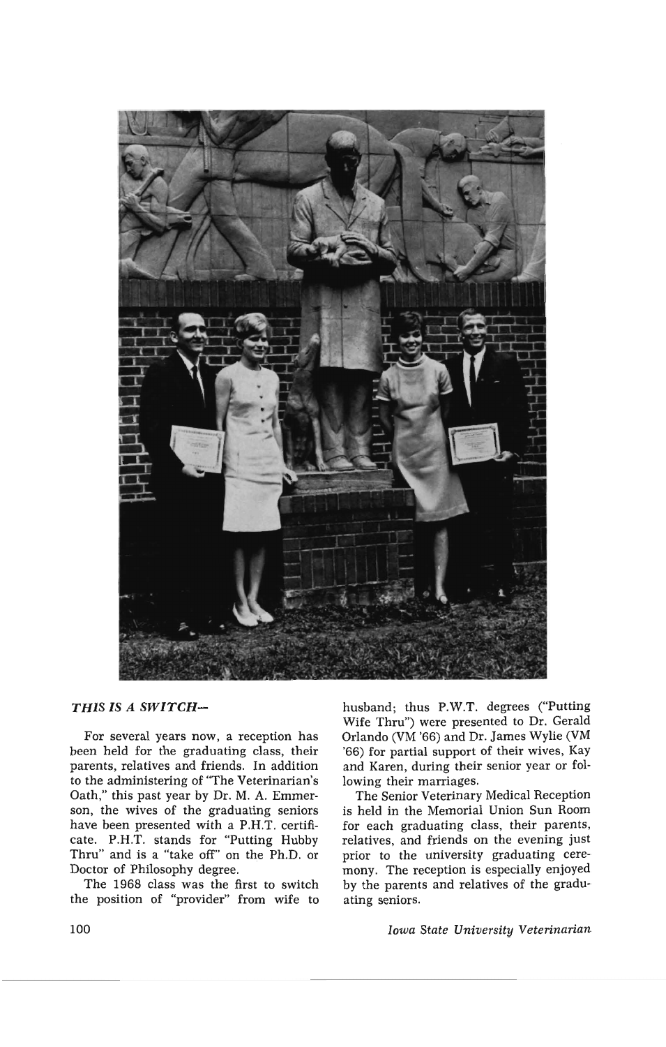### *THIS IS A SWITCH—*

For several years now, a reception has been held for the graduating class, their parents, relatives and friends. In addition to the administering of "The Veterinarian's Oath," this past year by Dr. M. A. Emmerson, the wives of the graduating seniors have been presented with a P.H.T. certificate. P.H.T. stands for "Putting Hubby Thru" and is a "take off" on the Ph.D. or Doctor of Philosophy degree.

The 1968 class was the first to switch the position of "provider" from wife to husband; thus P.W.T. degrees ("Putting Wife Thru") were presented to Dr. Gerald Orlando (VM '66) and Dr. James Wylie (VM '66) for partial support of their wives, Kay and Karen, during their senior year or following their marriages.

The Senior Veterinary Medical Reception is held in the Memorial Union Sun Room for each graduating class, their parents, relatives, and friends on the evening just prior to the university graduating ceremony. The reception is especially enjoyed by the parents and relatives of the graduating seniors.